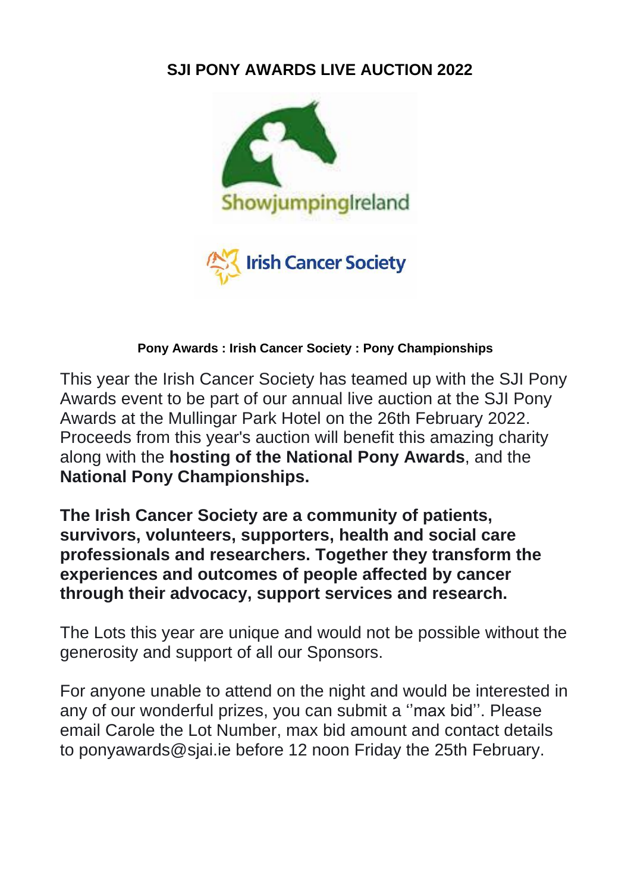# SJI PONY AWARDS LIVE AUCTION 2022

**Pony Awards : Irish Cancer Society : Pony Championships**

This year the Irish Cancer Society has teamed up with the SJI Pony Awards event to be part of our annual live auction at the SJI Pony Awards at the Mullingar Park Hotel on the 26th February 2022. Proceeds from this year's auction will benefit this amazing charity along with the **hosting of the National Pony Awards**, and the **National Pony Championships.**

**The Irish Cancer Society are a community of patients, survivors, volunteers, supporters, health and social care professionals and researchers. Together they transform the experiences and outcomes of people affected by cancer through their advocacy, support services and research.**

The Lots this year are unique and would not be possible without the generosity and support of all our Sponsors.

For anyone unable to attend on the night and would be interested in any of our wonderful prizes, you can submit a ''max bid''. Please email Carole the Lot Number, max bid amount and contact details to ponyawards@sjai.ie before 12 noon Friday the 25th February.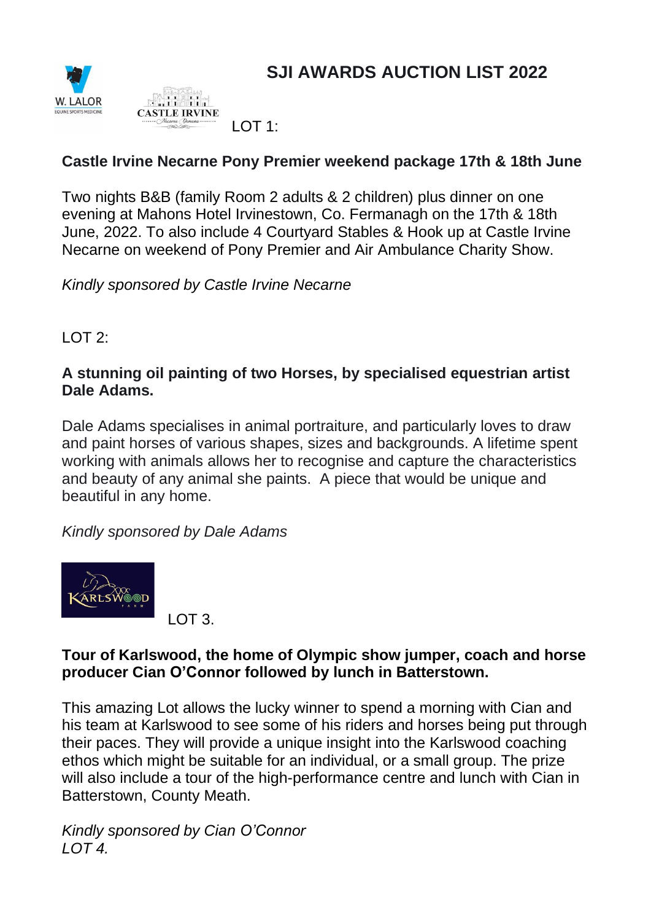# SJI AWARDS AUCTION LIST 2022

LOT 1:

**Castle Irvine Necarne Pony Premier weekend package 17th & 18th June**

Two nights B&B (family Room 2 adults & 2 children) plus dinner on one evening at Mahons Hotel Irvinestown, Co. Fermanagh on the 17th & 18th June, 2022. To also include 4 Courtyard Stables & Hook up at Castle Irvine Necarne on weekend of Pony Premier and Air Ambulance Charity Show.

*Kindly sponsored by Castle Irvine Necarne*

LOT 2:

**A stunning oil painting of two Horses, by specialised equestrian artist Dale Adams.**

Dale Adams specialises in animal portraiture, and particularly loves to draw and paint horses of various shapes, sizes and backgrounds. A lifetime spent working with animals allows her to recognise and capture the characteristics and beauty of any animal she paints. A piece that would be unique and beautiful in any home.

*Kindly sponsored by Dale Adams*

LOT 3.

**Tour of Karlswood, the home of Olympic show jumper, coach and horse producer Cian O'Connor followed by lunch in Batterstown.**

This amazing Lot allows the lucky winner to spend a morning with Cian and his team at Karlswood to see some of his riders and horses being put through their paces. They will provide a unique insight into the Karlswood coaching ethos which might be suitable for an individual, or a small group. The prize will also include a tour of the high-performance centre and lunch with Cian in Batterstown, County Meath.

*Kindly sponsored by Cian O'Connor*

*LOT 4.*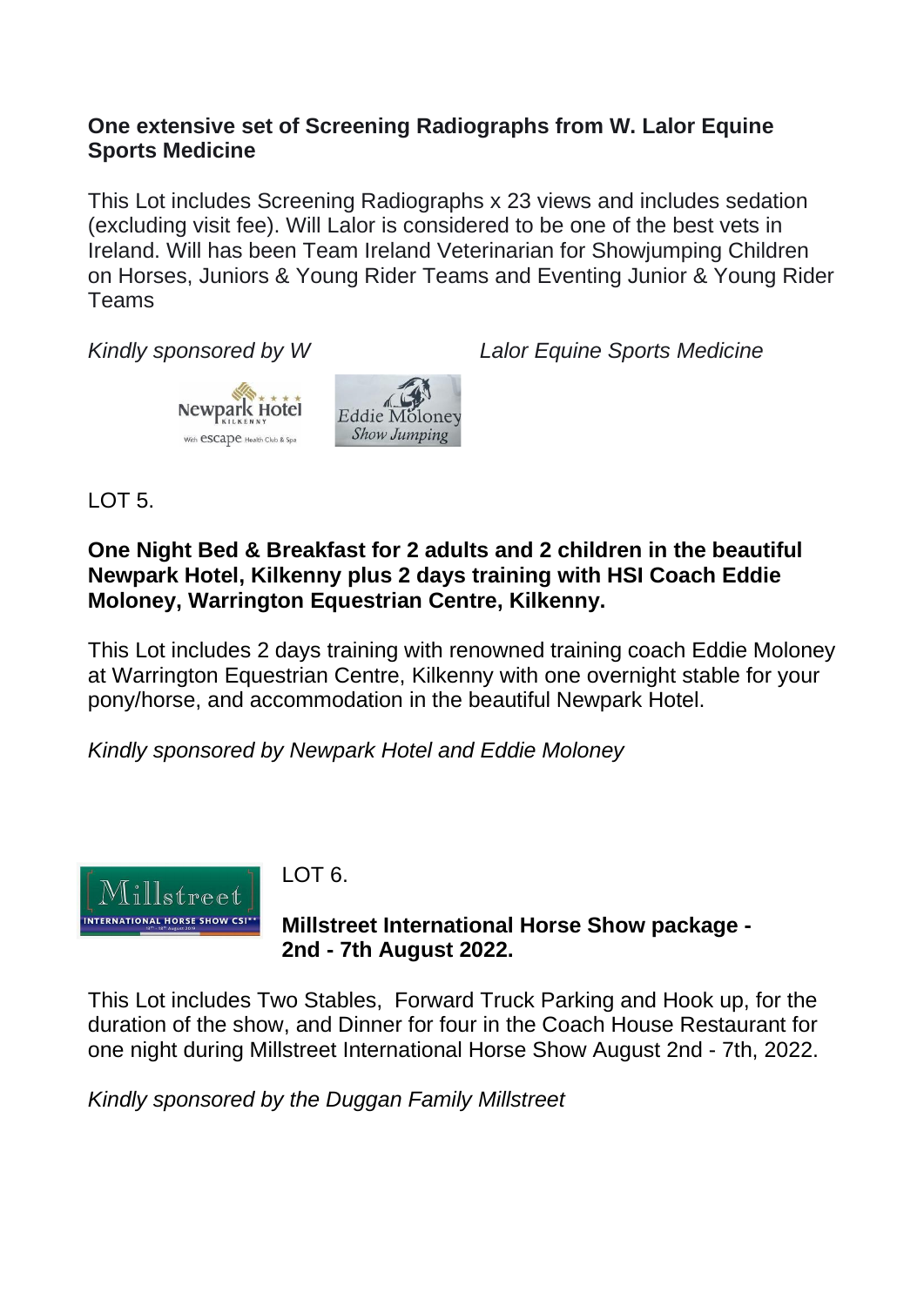**One extensive set of Screening Radiographs from W. Lalor Equine Sports Medicine**

This Lot includes Screening Radiographs x 23 views and includes sedation (excluding visit fee). Will Lalor is considered to be one of the best vets in Ireland. Will has been Team Ireland Veterinarian for Showjumping Children on Horses, Juniors & Young Rider Teams and Eventing Junior & Young Rider Teams

*Kindly sponsored by W Lalor Equine Sports Medicine*

LOT 5.

**One Night Bed & Breakfast for 2 adults and 2 children in the beautiful Newpark Hotel, Kilkenny plus 2 days training with HSI Coach Eddie Moloney, Warrington Equestrian Centre, Kilkenny.**

This Lot includes 2 days training with renowned training coach Eddie Moloney at Warrington Equestrian Centre, Kilkenny with one overnight stable for your pony/horse, and accommodation in the beautiful Newpark Hotel.

*Kindly sponsored by Newpark Hotel and Eddie Moloney*

LOT 6.

**Millstreet International Horse Show package - 2nd - 7th August 2022.**

This Lot includes Two Stables, Forward Truck Parking and Hook up, for the duration of the show, and Dinner for four in the Coach House Restaurant for one night during Millstreet International Horse Show August 2nd - 7th, 2022.

*Kindly sponsored by the Duggan Family Millstreet*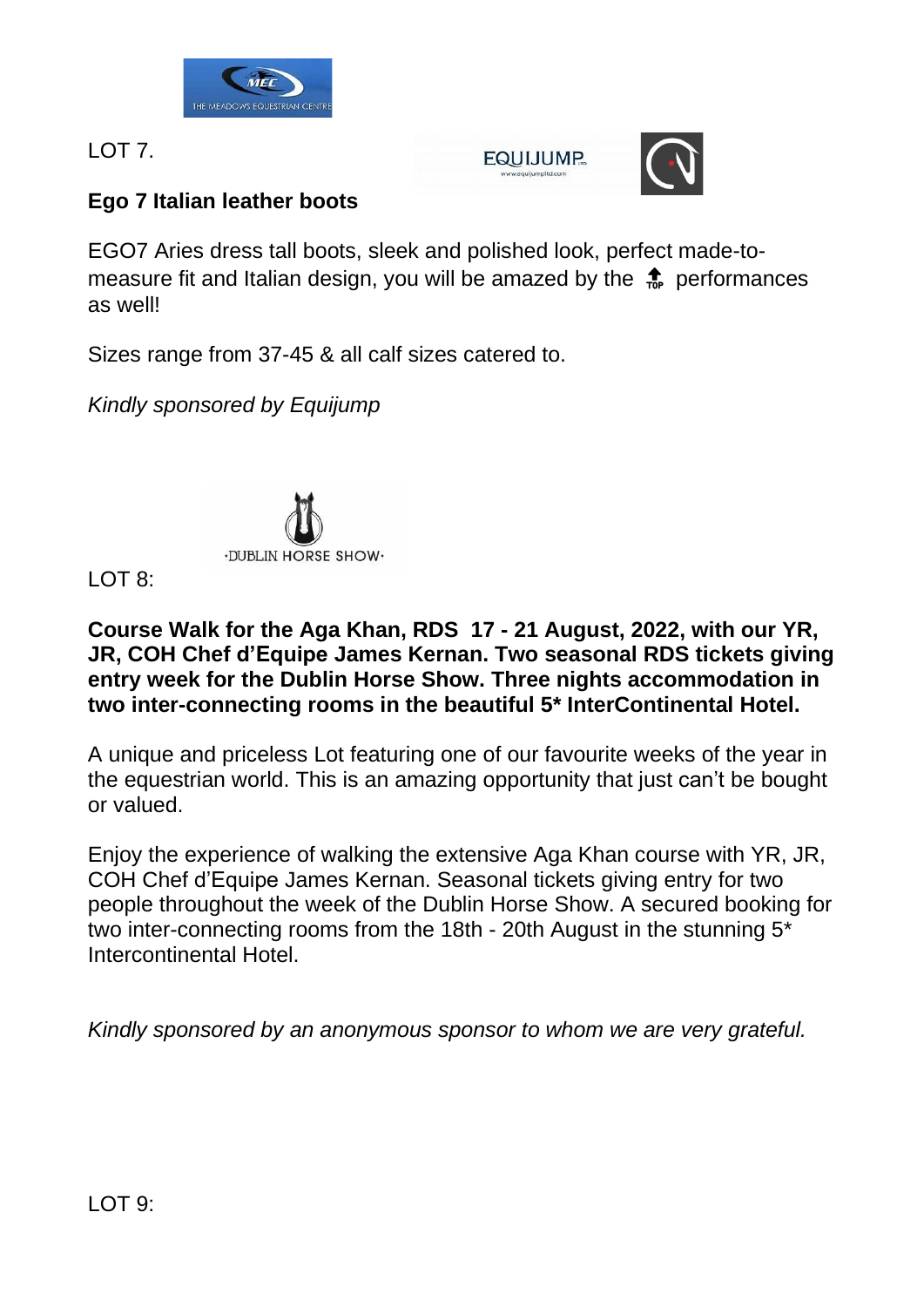LOT 7.

**Ego 7 Italian leather boots**

EGO7 Aries dress tall boots, sleek and polished look, perfect made-to-measure fit and Italian design, you will be amazed by the 🔝 performances as well!

Sizes range from 37-45 & all calf sizes catered to.

*Kindly sponsored by Equijump*

LOT 8:

**Course Walk for the Aga Khan, RDS 17 - 21 August, 2022, with our YR, JR, COH Chef d'Equipe James Kernan. Two seasonal RDS tickets giving entry week for the Dublin Horse Show. Three nights accommodation in two inter-connecting rooms in the beautiful 5* InterContinental Hotel.**

A unique and priceless Lot featuring one of our favourite weeks of the year in the equestrian world. This is an amazing opportunity that just can't be bought or valued.

Enjoy the experience of walking the extensive Aga Khan course with YR, JR, COH Chef d'Equipe James Kernan. Seasonal tickets giving entry for two people throughout the week of the Dublin Horse Show. A secured booking for two inter-connecting rooms from the 18th - 20th August in the stunning 5* Intercontinental Hotel.

*Kindly sponsored by an anonymous sponsor to whom we are very grateful.*

LOT 9: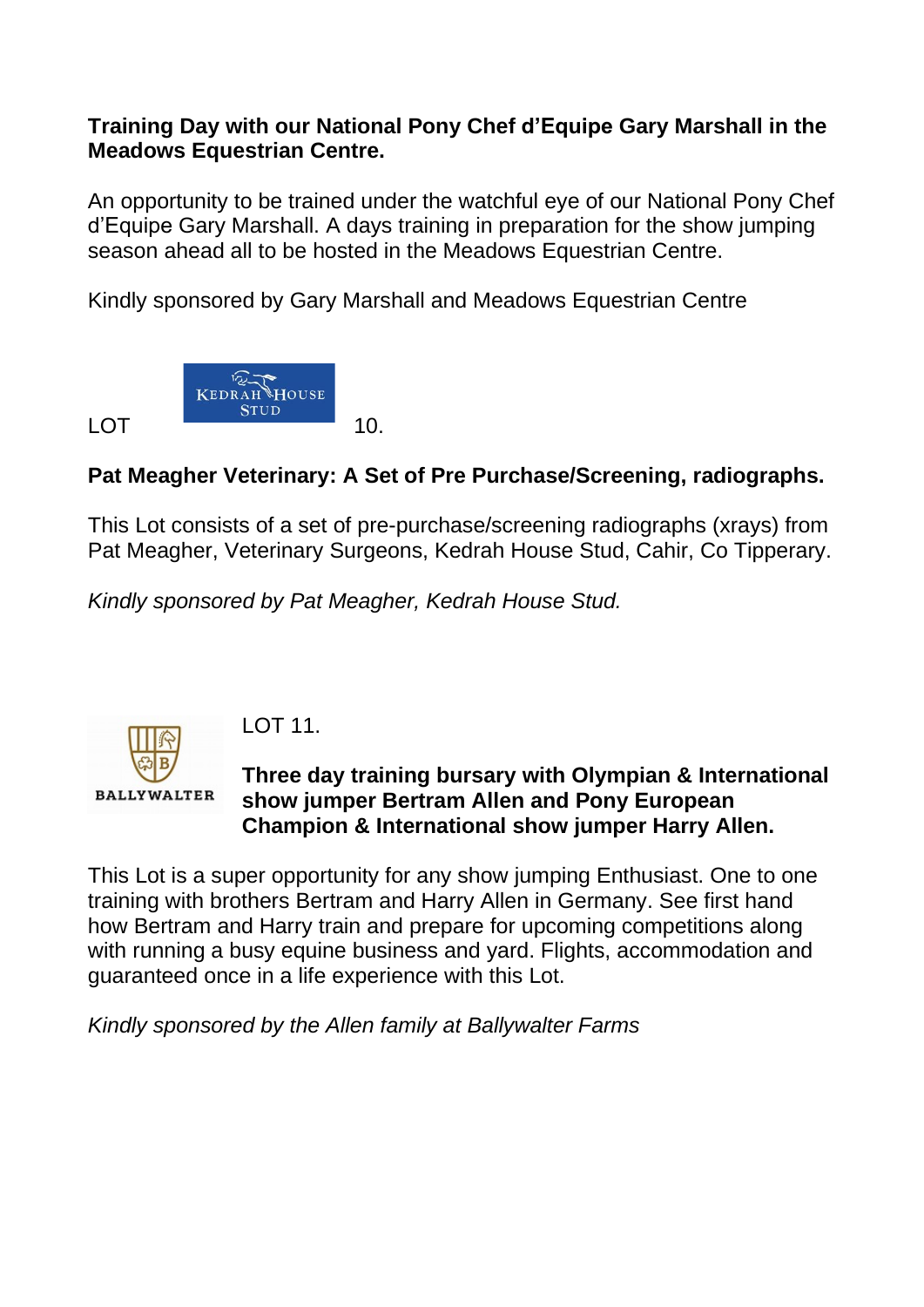**Training Day with our National Pony Chef d'Equipe Gary Marshall in the Meadows Equestrian Centre.**

An opportunity to be trained under the watchful eye of our National Pony Chef d'Equipe Gary Marshall. A days training in preparation for the show jumping season ahead all to be hosted in the Meadows Equestrian Centre.

Kindly sponsored by Gary Marshall and Meadows Equestrian Centre

LOT 10.

**Pat Meagher Veterinary: A Set of Pre Purchase/Screening, radiographs.**

This Lot consists of a set of pre-purchase/screening radiographs (xrays) from Pat Meagher, Veterinary Surgeons, Kedrah House Stud, Cahir, Co Tipperary.

*Kindly sponsored by Pat Meagher, Kedrah House Stud.*

LOT 11.

**Three day training bursary with Olympian & International show jumper Bertram Allen and Pony European Champion & International show jumper Harry Allen.**

This Lot is a super opportunity for any show jumping Enthusiast. One to one training with brothers Bertram and Harry Allen in Germany. See first hand how Bertram and Harry train and prepare for upcoming competitions along with running a busy equine business and yard. Flights, accommodation and guaranteed once in a life experience with this Lot.

*Kindly sponsored by the Allen family at Ballywalter Farms*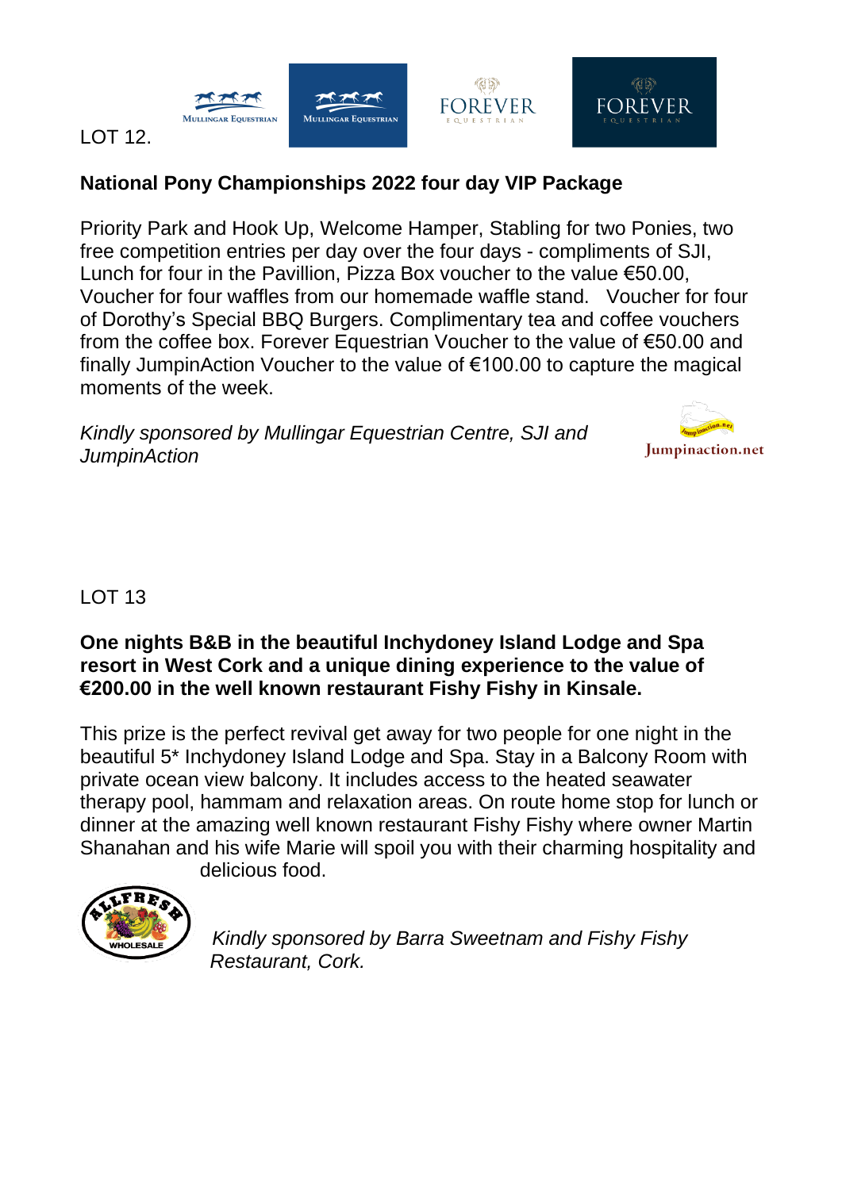LOT 12.

**National Pony Championships 2022 four day VIP Package**

Priority Park and Hook Up, Welcome Hamper, Stabling for two Ponies, two free competition entries per day over the four days - compliments of SJI, Lunch for four in the Pavillion, Pizza Box voucher to the value €50.00, Voucher for four waffles from our homemade waffle stand. Voucher for four of Dorothy's Special BBQ Burgers. Complimentary tea and coffee vouchers from the coffee box. Forever Equestrian Voucher to the value of €50.00 and finally JumpinAction Voucher to the value of €100.00 to capture the magical moments of the week.

*Kindly sponsored by Mullingar Equestrian Centre, SJI and JumpinAction*

LOT 13

**One nights B&B in the beautiful Inchydoney Island Lodge and Spa resort in West Cork and a unique dining experience to the value of €200.00 in the well known restaurant Fishy Fishy in Kinsale.**

This prize is the perfect revival get away for two people for one night in the beautiful 5* Inchydoney Island Lodge and Spa. Stay in a Balcony Room with private ocean view balcony. It includes access to the heated seawater therapy pool, hammam and relaxation areas. On route home stop for lunch or dinner at the amazing well known restaurant Fishy Fishy where owner Martin Shanahan and his wife Marie will spoil you with their charming hospitality and delicious food.

*Kindly sponsored by Barra Sweetnam and Fishy Fishy Restaurant, Cork.*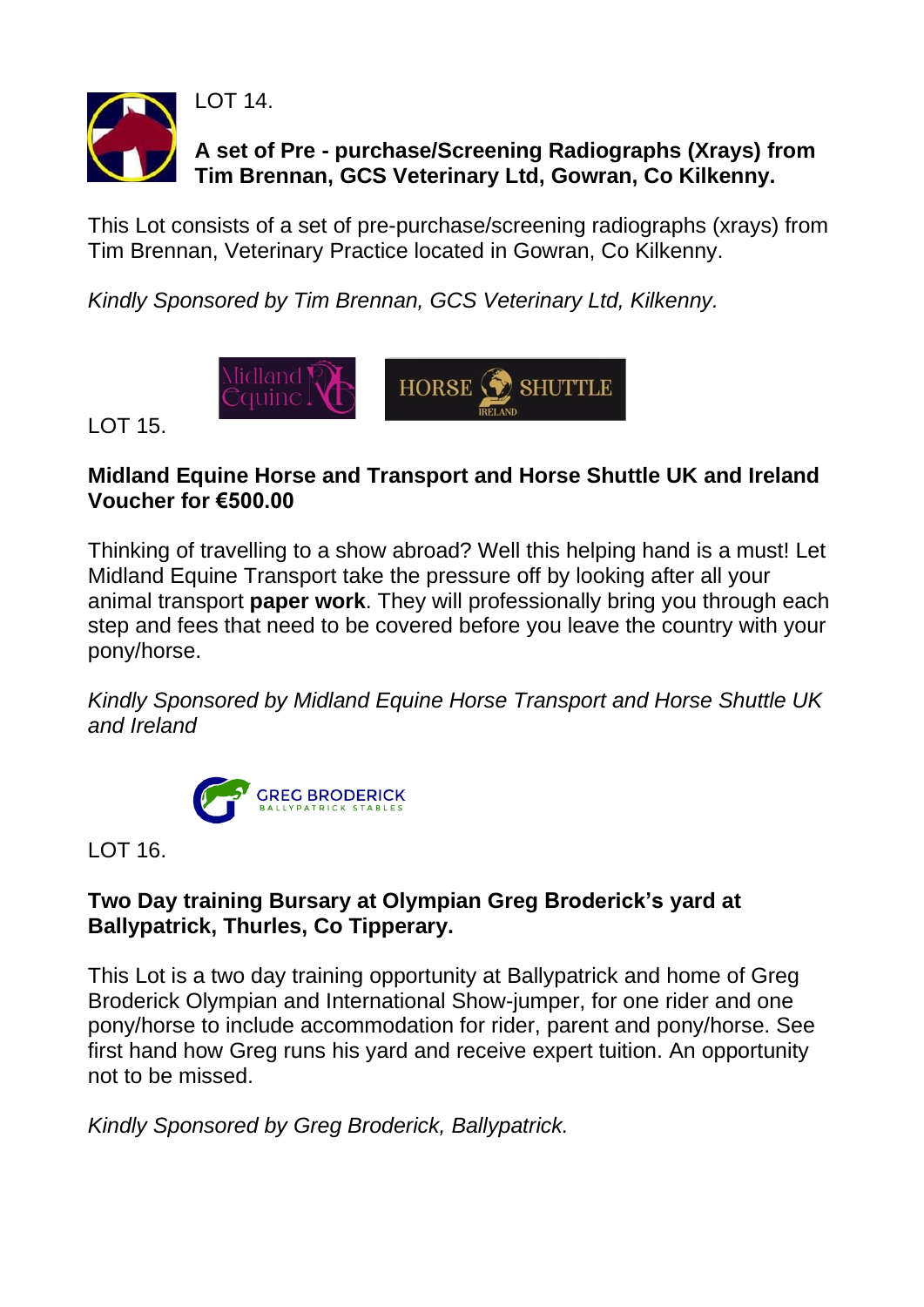LOT 14.

**A set of Pre - purchase/Screening Radiographs (Xrays) from Tim Brennan, GCS Veterinary Ltd, Gowran, Co Kilkenny.**

This Lot consists of a set of pre-purchase/screening radiographs (xrays) from Tim Brennan, Veterinary Practice located in Gowran, Co Kilkenny.

*Kindly Sponsored by Tim Brennan, GCS Veterinary Ltd, Kilkenny.*

LOT 15.

**Midland Equine Horse and Transport and Horse Shuttle UK and Ireland Voucher for €500.00**

Thinking of travelling to a show abroad? Well this helping hand is a must! Let Midland Equine Transport take the pressure off by looking after all your animal transport **paper work**. They will professionally bring you through each step and fees that need to be covered before you leave the country with your pony/horse.

*Kindly Sponsored by Midland Equine Horse Transport and Horse Shuttle UK and Ireland*

LOT 16.

**Two Day training Bursary at Olympian Greg Broderick's yard at Ballypatrick, Thurles, Co Tipperary.**

This Lot is a two day training opportunity at Ballypatrick and home of Greg Broderick Olympian and International Show-jumper, for one rider and one pony/horse to include accommodation for rider, parent and pony/horse. See first hand how Greg runs his yard and receive expert tuition. An opportunity not to be missed.

*Kindly Sponsored by Greg Broderick, Ballypatrick.*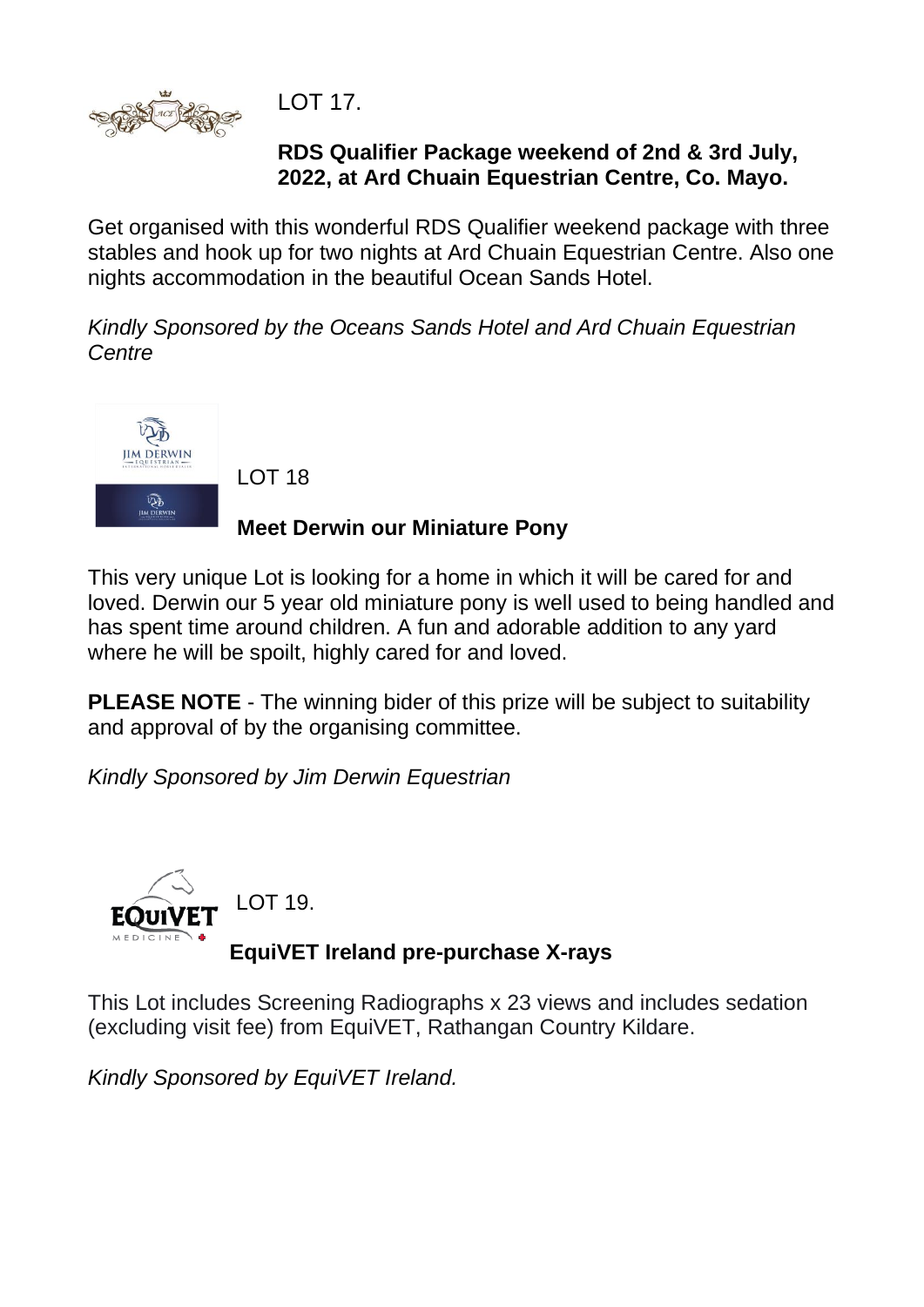LOT 17.

**RDS Qualifier Package weekend of 2nd & 3rd July, 2022, at Ard Chuain Equestrian Centre, Co. Mayo.**

Get organised with this wonderful RDS Qualifier weekend package with three stables and hook up for two nights at Ard Chuain Equestrian Centre. Also one nights accommodation in the beautiful Ocean Sands Hotel.

*Kindly Sponsored by the Oceans Sands Hotel and Ard Chuain Equestrian Centre*

LOT 18

**Meet Derwin our Miniature Pony**

This very unique Lot is looking for a home in which it will be cared for and loved. Derwin our 5 year old miniature pony is well used to being handled and has spent time around children. A fun and adorable addition to any yard where he will be spoilt, highly cared for and loved.

**PLEASE NOTE** - The winning bider of this prize will be subject to suitability and approval of by the organising committee.

*Kindly Sponsored by Jim Derwin Equestrian*

LOT 19.

**EquiVET Ireland pre-purchase X-rays**

This Lot includes Screening Radiographs x 23 views and includes sedation (excluding visit fee) from EquiVET, Rathangan Country Kildare.

*Kindly Sponsored by EquiVET Ireland.*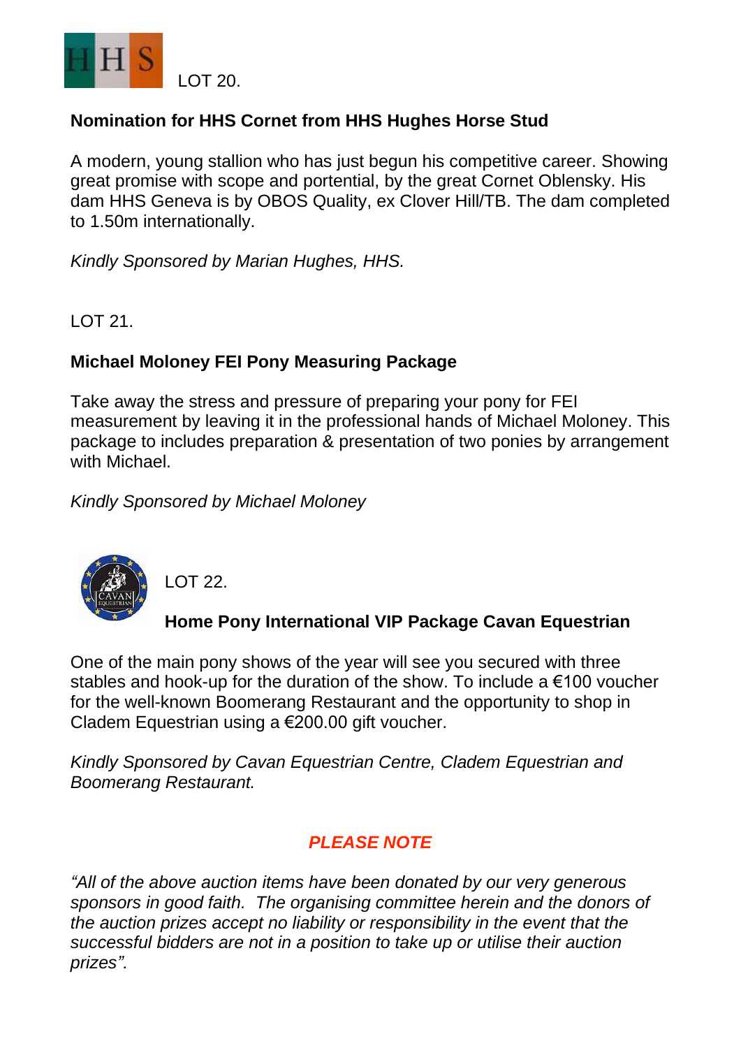LOT 20.

**Nomination for HHS Cornet from HHS Hughes Horse Stud**

A modern, young stallion who has just begun his competitive career. Showing great promise with scope and portential, by the great Cornet Oblensky. His dam HHS Geneva is by OBOS Quality, ex Clover Hill/TB. The dam completed to 1.50m internationally.

*Kindly Sponsored by Marian Hughes, HHS.*

LOT 21.

**Michael Moloney FEI Pony Measuring Package**

Take away the stress and pressure of preparing your pony for FEI measurement by leaving it in the professional hands of Michael Moloney. This package to includes preparation & presentation of two ponies by arrangement with Michael.

*Kindly Sponsored by Michael Moloney*

LOT 22.

**Home Pony International VIP Package Cavan Equestrian**

One of the main pony shows of the year will see you secured with three stables and hook-up for the duration of the show. To include a €100 voucher for the well-known Boomerang Restaurant and the opportunity to shop in Cladem Equestrian using a €200.00 gift voucher.

*Kindly Sponsored by Cavan Equestrian Centre, Cladem Equestrian and Boomerang Restaurant.*

***PLEASE NOTE***

*"All of the above auction items have been donated by our very generous sponsors in good faith. The organising committee herein and the donors of the auction prizes accept no liability or responsibility in the event that the successful bidders are not in a position to take up or utilise their auction prizes".*